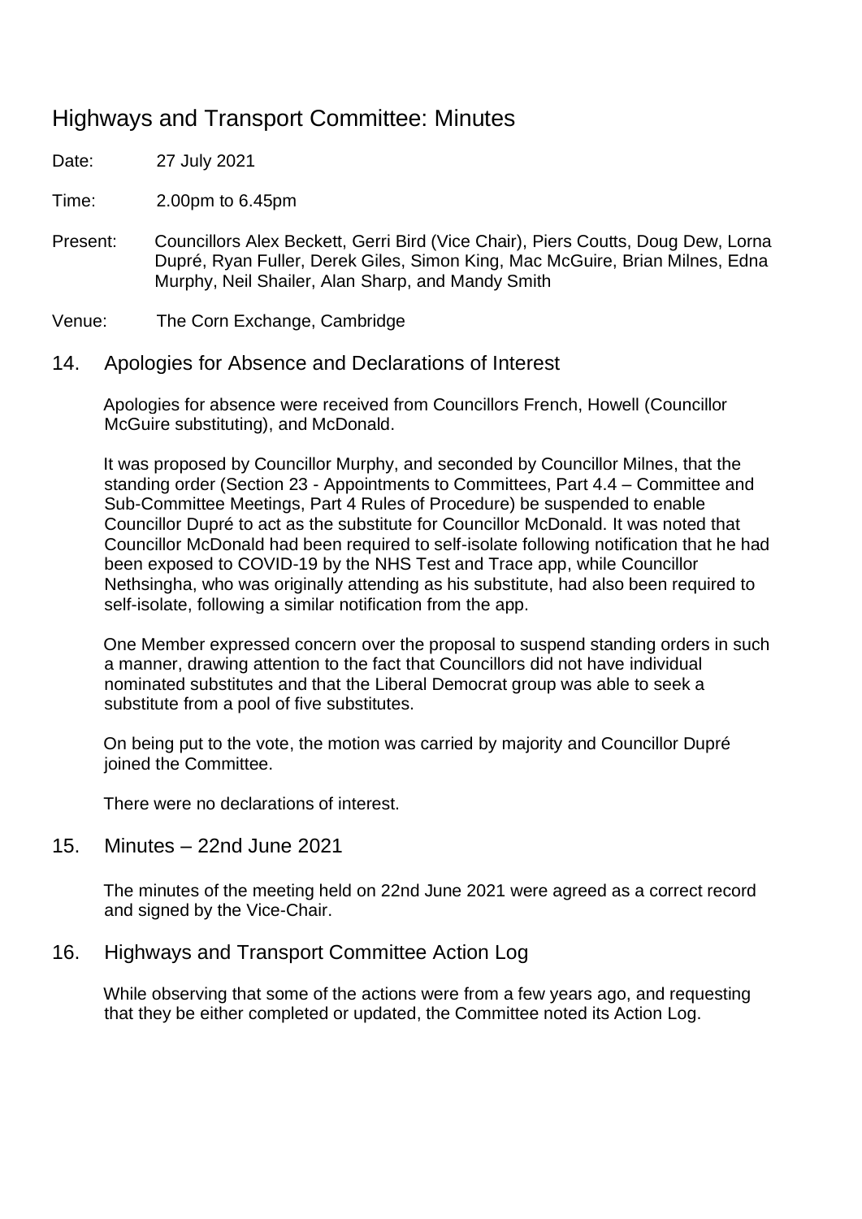# Highways and Transport Committee: Minutes

Date: 27 July 2021

Time: 2.00pm to 6.45pm

Present: Councillors Alex Beckett, Gerri Bird (Vice Chair), Piers Coutts, Doug Dew, Lorna Dupré, Ryan Fuller, Derek Giles, Simon King, Mac McGuire, Brian Milnes, Edna Murphy, Neil Shailer, Alan Sharp, and Mandy Smith

Venue: The Corn Exchange, Cambridge

## 14. Apologies for Absence and Declarations of Interest

Apologies for absence were received from Councillors French, Howell (Councillor McGuire substituting), and McDonald.

It was proposed by Councillor Murphy, and seconded by Councillor Milnes, that the standing order (Section 23 - Appointments to Committees, Part 4.4 – Committee and Sub-Committee Meetings, Part 4 Rules of Procedure) be suspended to enable Councillor Dupré to act as the substitute for Councillor McDonald. It was noted that Councillor McDonald had been required to self-isolate following notification that he had been exposed to COVID-19 by the NHS Test and Trace app, while Councillor Nethsingha, who was originally attending as his substitute, had also been required to self-isolate, following a similar notification from the app.

One Member expressed concern over the proposal to suspend standing orders in such a manner, drawing attention to the fact that Councillors did not have individual nominated substitutes and that the Liberal Democrat group was able to seek a substitute from a pool of five substitutes.

On being put to the vote, the motion was carried by majority and Councillor Dupré joined the Committee.

There were no declarations of interest.

## 15. Minutes – 22nd June 2021

The minutes of the meeting held on 22nd June 2021 were agreed as a correct record and signed by the Vice-Chair.

## 16. Highways and Transport Committee Action Log

While observing that some of the actions were from a few years ago, and requesting that they be either completed or updated, the Committee noted its Action Log.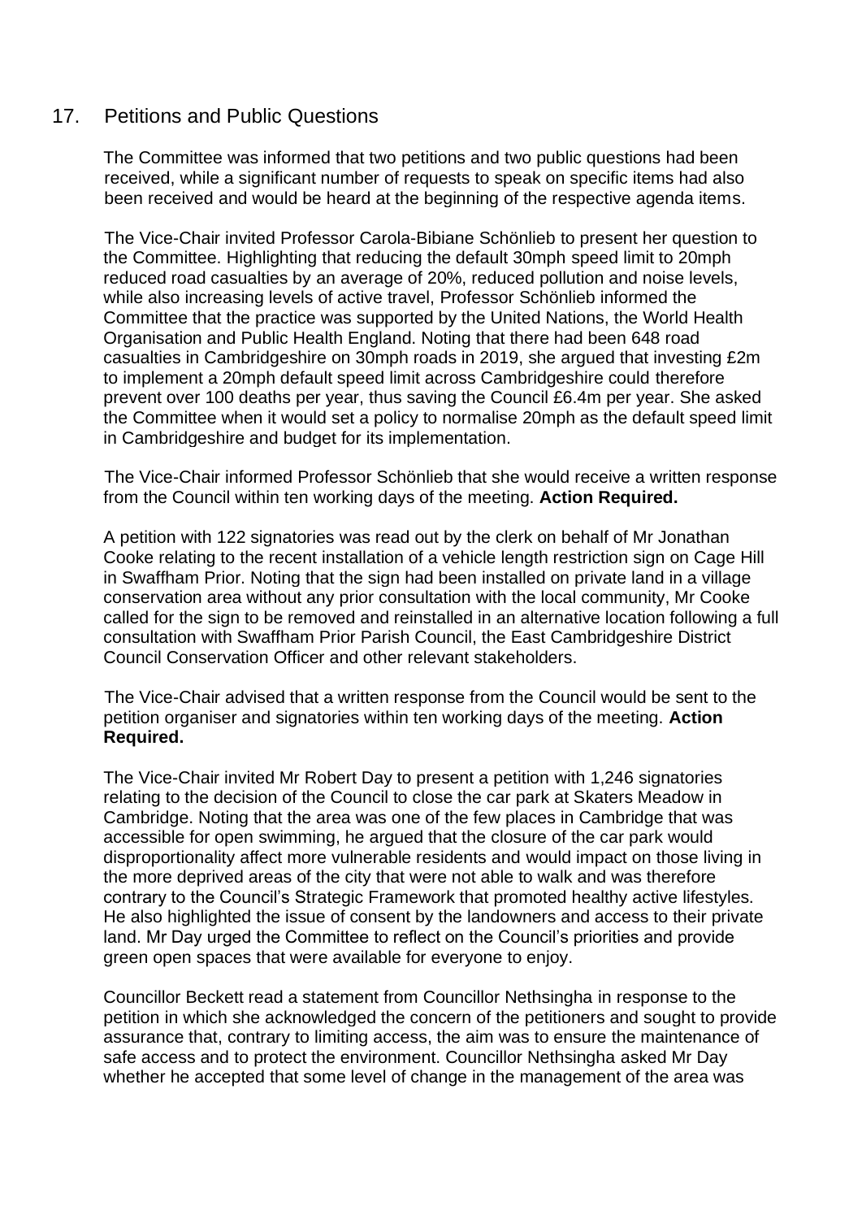## 17. Petitions and Public Questions

The Committee was informed that two petitions and two public questions had been received, while a significant number of requests to speak on specific items had also been received and would be heard at the beginning of the respective agenda items.

The Vice-Chair invited Professor Carola-Bibiane Schönlieb to present her question to the Committee. Highlighting that reducing the default 30mph speed limit to 20mph reduced road casualties by an average of 20%, reduced pollution and noise levels, while also increasing levels of active travel, Professor Schönlieb informed the Committee that the practice was supported by the United Nations, the World Health Organisation and Public Health England. Noting that there had been 648 road casualties in Cambridgeshire on 30mph roads in 2019, she argued that investing £2m to implement a 20mph default speed limit across Cambridgeshire could therefore prevent over 100 deaths per year, thus saving the Council £6.4m per year. She asked the Committee when it would set a policy to normalise 20mph as the default speed limit in Cambridgeshire and budget for its implementation.

The Vice-Chair informed Professor Schönlieb that she would receive a written response from the Council within ten working days of the meeting. **Action Required.**

A petition with 122 signatories was read out by the clerk on behalf of Mr Jonathan Cooke relating to the recent installation of a vehicle length restriction sign on Cage Hill in Swaffham Prior. Noting that the sign had been installed on private land in a village conservation area without any prior consultation with the local community, Mr Cooke called for the sign to be removed and reinstalled in an alternative location following a full consultation with Swaffham Prior Parish Council, the East Cambridgeshire District Council Conservation Officer and other relevant stakeholders.

The Vice-Chair advised that a written response from the Council would be sent to the petition organiser and signatories within ten working days of the meeting. **Action Required.**

The Vice-Chair invited Mr Robert Day to present a petition with 1,246 signatories relating to the decision of the Council to close the car park at Skaters Meadow in Cambridge. Noting that the area was one of the few places in Cambridge that was accessible for open swimming, he argued that the closure of the car park would disproportionality affect more vulnerable residents and would impact on those living in the more deprived areas of the city that were not able to walk and was therefore contrary to the Council's Strategic Framework that promoted healthy active lifestyles. He also highlighted the issue of consent by the landowners and access to their private land. Mr Day urged the Committee to reflect on the Council's priorities and provide green open spaces that were available for everyone to enjoy.

Councillor Beckett read a statement from Councillor Nethsingha in response to the petition in which she acknowledged the concern of the petitioners and sought to provide assurance that, contrary to limiting access, the aim was to ensure the maintenance of safe access and to protect the environment. Councillor Nethsingha asked Mr Day whether he accepted that some level of change in the management of the area was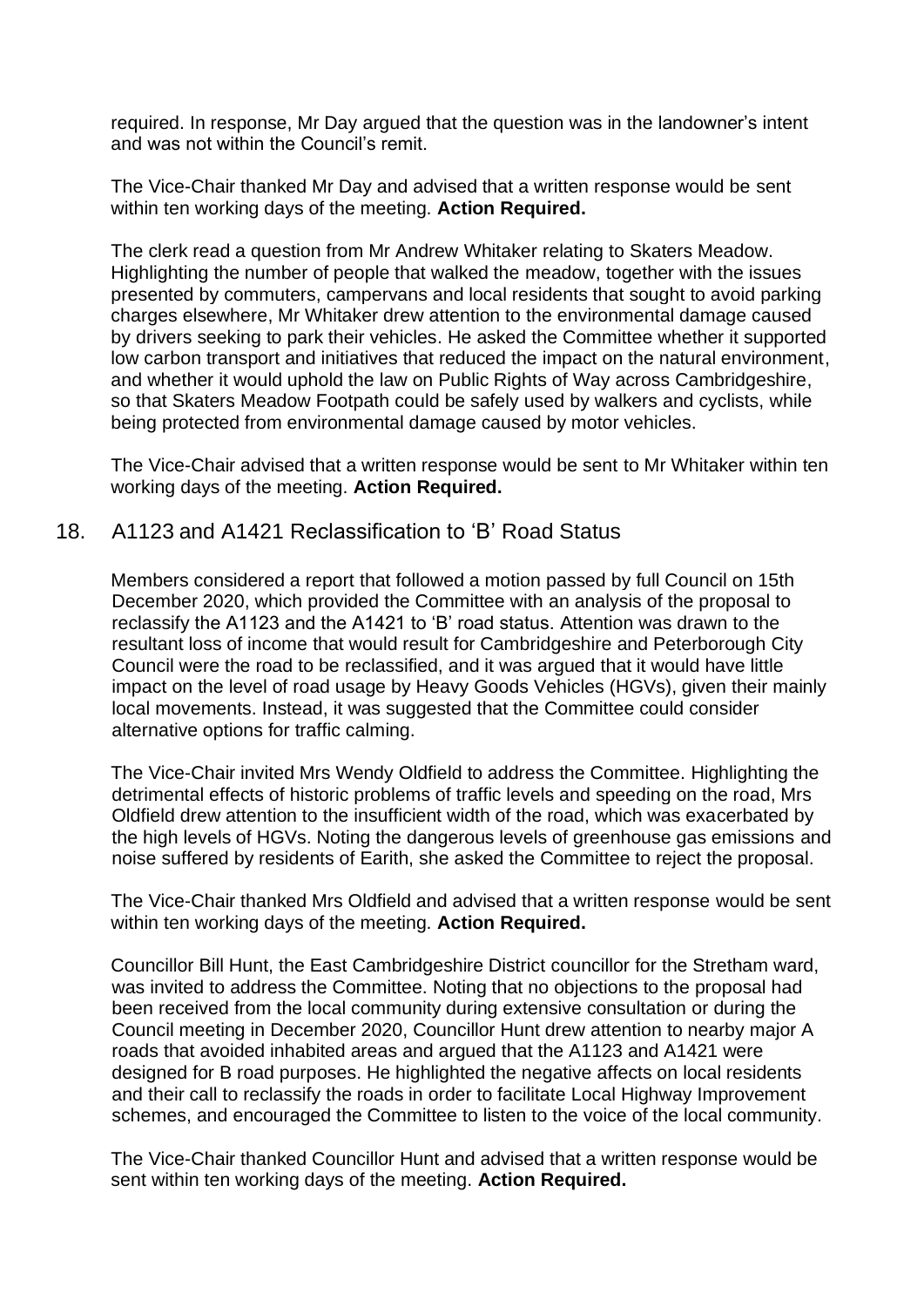required. In response, Mr Day argued that the question was in the landowner's intent and was not within the Council's remit.

The Vice-Chair thanked Mr Day and advised that a written response would be sent within ten working days of the meeting. **Action Required.**

The clerk read a question from Mr Andrew Whitaker relating to Skaters Meadow. Highlighting the number of people that walked the meadow, together with the issues presented by commuters, campervans and local residents that sought to avoid parking charges elsewhere, Mr Whitaker drew attention to the environmental damage caused by drivers seeking to park their vehicles. He asked the Committee whether it supported low carbon transport and initiatives that reduced the impact on the natural environment, and whether it would uphold the law on Public Rights of Way across Cambridgeshire, so that Skaters Meadow Footpath could be safely used by walkers and cyclists, while being protected from environmental damage caused by motor vehicles.

The Vice-Chair advised that a written response would be sent to Mr Whitaker within ten working days of the meeting. **Action Required.**

## 18. A1123 and A1421 Reclassification to 'B' Road Status

Members considered a report that followed a motion passed by full Council on 15th December 2020, which provided the Committee with an analysis of the proposal to reclassify the A1123 and the A1421 to 'B' road status. Attention was drawn to the resultant loss of income that would result for Cambridgeshire and Peterborough City Council were the road to be reclassified, and it was argued that it would have little impact on the level of road usage by Heavy Goods Vehicles (HGVs), given their mainly local movements. Instead, it was suggested that the Committee could consider alternative options for traffic calming.

The Vice-Chair invited Mrs Wendy Oldfield to address the Committee. Highlighting the detrimental effects of historic problems of traffic levels and speeding on the road, Mrs Oldfield drew attention to the insufficient width of the road, which was exacerbated by the high levels of HGVs. Noting the dangerous levels of greenhouse gas emissions and noise suffered by residents of Earith, she asked the Committee to reject the proposal.

The Vice-Chair thanked Mrs Oldfield and advised that a written response would be sent within ten working days of the meeting. **Action Required.**

Councillor Bill Hunt, the East Cambridgeshire District councillor for the Stretham ward, was invited to address the Committee. Noting that no objections to the proposal had been received from the local community during extensive consultation or during the Council meeting in December 2020, Councillor Hunt drew attention to nearby major A roads that avoided inhabited areas and argued that the A1123 and A1421 were designed for B road purposes. He highlighted the negative affects on local residents and their call to reclassify the roads in order to facilitate Local Highway Improvement schemes, and encouraged the Committee to listen to the voice of the local community.

The Vice-Chair thanked Councillor Hunt and advised that a written response would be sent within ten working days of the meeting. **Action Required.**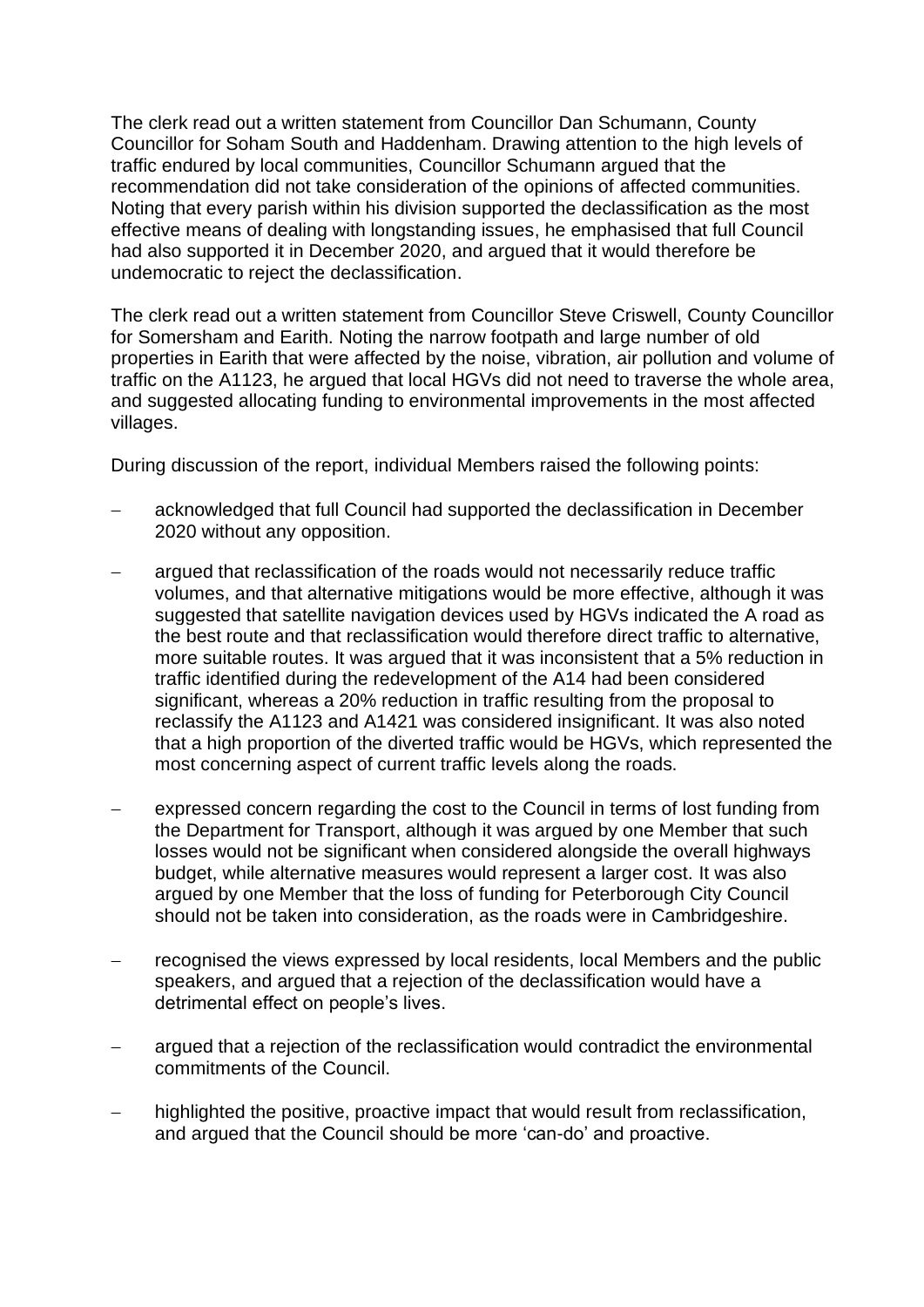The clerk read out a written statement from Councillor Dan Schumann, County Councillor for Soham South and Haddenham. Drawing attention to the high levels of traffic endured by local communities, Councillor Schumann argued that the recommendation did not take consideration of the opinions of affected communities. Noting that every parish within his division supported the declassification as the most effective means of dealing with longstanding issues, he emphasised that full Council had also supported it in December 2020, and argued that it would therefore be undemocratic to reject the declassification.

The clerk read out a written statement from Councillor Steve Criswell, County Councillor for Somersham and Earith. Noting the narrow footpath and large number of old properties in Earith that were affected by the noise, vibration, air pollution and volume of traffic on the A1123, he argued that local HGVs did not need to traverse the whole area, and suggested allocating funding to environmental improvements in the most affected villages.

During discussion of the report, individual Members raised the following points:

- acknowledged that full Council had supported the declassification in December 2020 without any opposition.
- argued that reclassification of the roads would not necessarily reduce traffic volumes, and that alternative mitigations would be more effective, although it was suggested that satellite navigation devices used by HGVs indicated the A road as the best route and that reclassification would therefore direct traffic to alternative, more suitable routes. It was argued that it was inconsistent that a 5% reduction in traffic identified during the redevelopment of the A14 had been considered significant, whereas a 20% reduction in traffic resulting from the proposal to reclassify the A1123 and A1421 was considered insignificant. It was also noted that a high proportion of the diverted traffic would be HGVs, which represented the most concerning aspect of current traffic levels along the roads.
- expressed concern regarding the cost to the Council in terms of lost funding from the Department for Transport, although it was argued by one Member that such losses would not be significant when considered alongside the overall highways budget, while alternative measures would represent a larger cost. It was also argued by one Member that the loss of funding for Peterborough City Council should not be taken into consideration, as the roads were in Cambridgeshire.
- recognised the views expressed by local residents, local Members and the public speakers, and argued that a rejection of the declassification would have a detrimental effect on people's lives.
- argued that a rejection of the reclassification would contradict the environmental commitments of the Council.
- highlighted the positive, proactive impact that would result from reclassification, and argued that the Council should be more 'can-do' and proactive.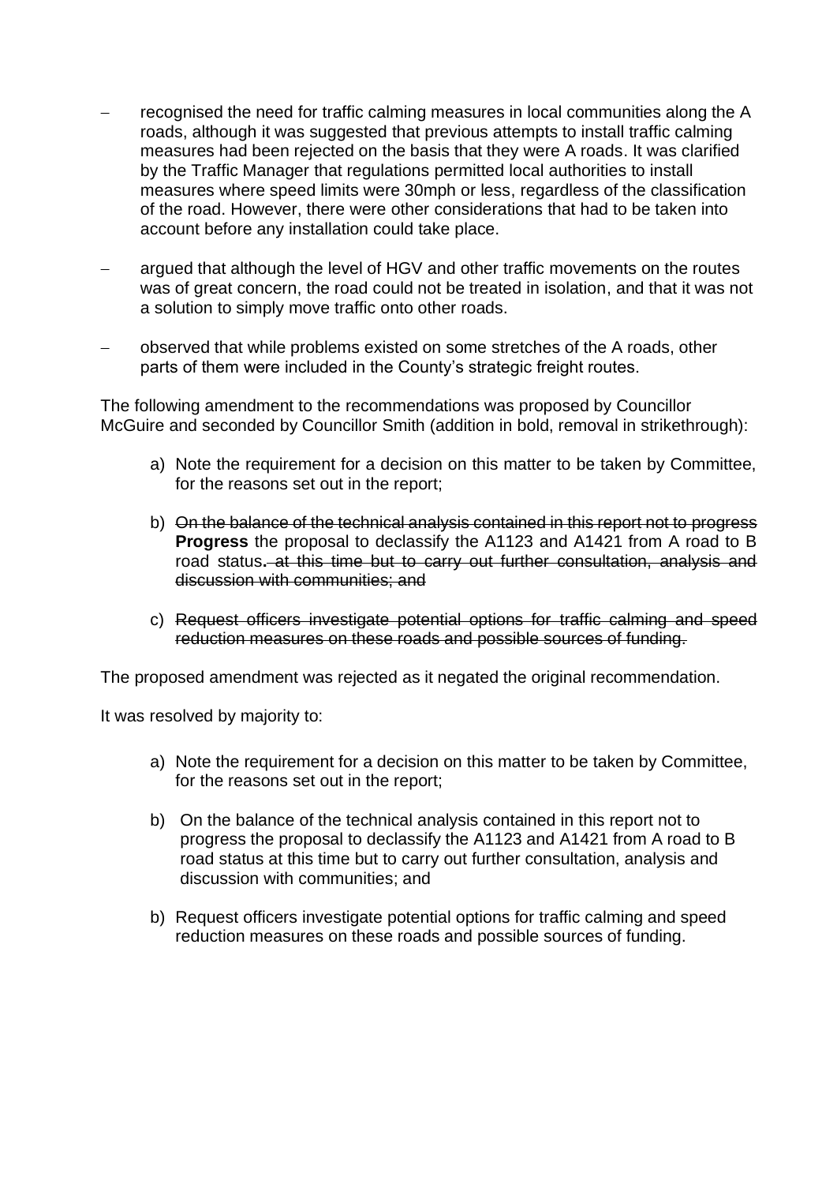- recognised the need for traffic calming measures in local communities along the A roads, although it was suggested that previous attempts to install traffic calming measures had been rejected on the basis that they were A roads. It was clarified by the Traffic Manager that regulations permitted local authorities to install measures where speed limits were 30mph or less, regardless of the classification of the road. However, there were other considerations that had to be taken into account before any installation could take place.

- argued that although the level of HGV and other traffic movements on the routes was of great concern, the road could not be treated in isolation, and that it was not a solution to simply move traffic onto other roads.

- observed that while problems existed on some stretches of the A roads, other parts of them were included in the County's strategic freight routes.

The following amendment to the recommendations was proposed by Councillor McGuire and seconded by Councillor Smith (addition in bold, removal in strikethrough):

a) Note the requirement for a decision on this matter to be taken by Committee, for the reasons set out in the report;

b) ~~On the balance of the technical analysis contained in this report not to progress~~ **Progress** the proposal to declassify the A1123 and A1421 from A road to B road status**.** ~~at this time but to carry out further consultation, analysis and discussion with communities; and~~

c) ~~Request officers investigate potential options for traffic calming and speed reduction measures on these roads and possible sources of funding.~~

The proposed amendment was rejected as it negated the original recommendation.

It was resolved by majority to:

a) Note the requirement for a decision on this matter to be taken by Committee, for the reasons set out in the report;

b) On the balance of the technical analysis contained in this report not to progress the proposal to declassify the A1123 and A1421 from A road to B road status at this time but to carry out further consultation, analysis and discussion with communities; and

b) Request officers investigate potential options for traffic calming and speed reduction measures on these roads and possible sources of funding.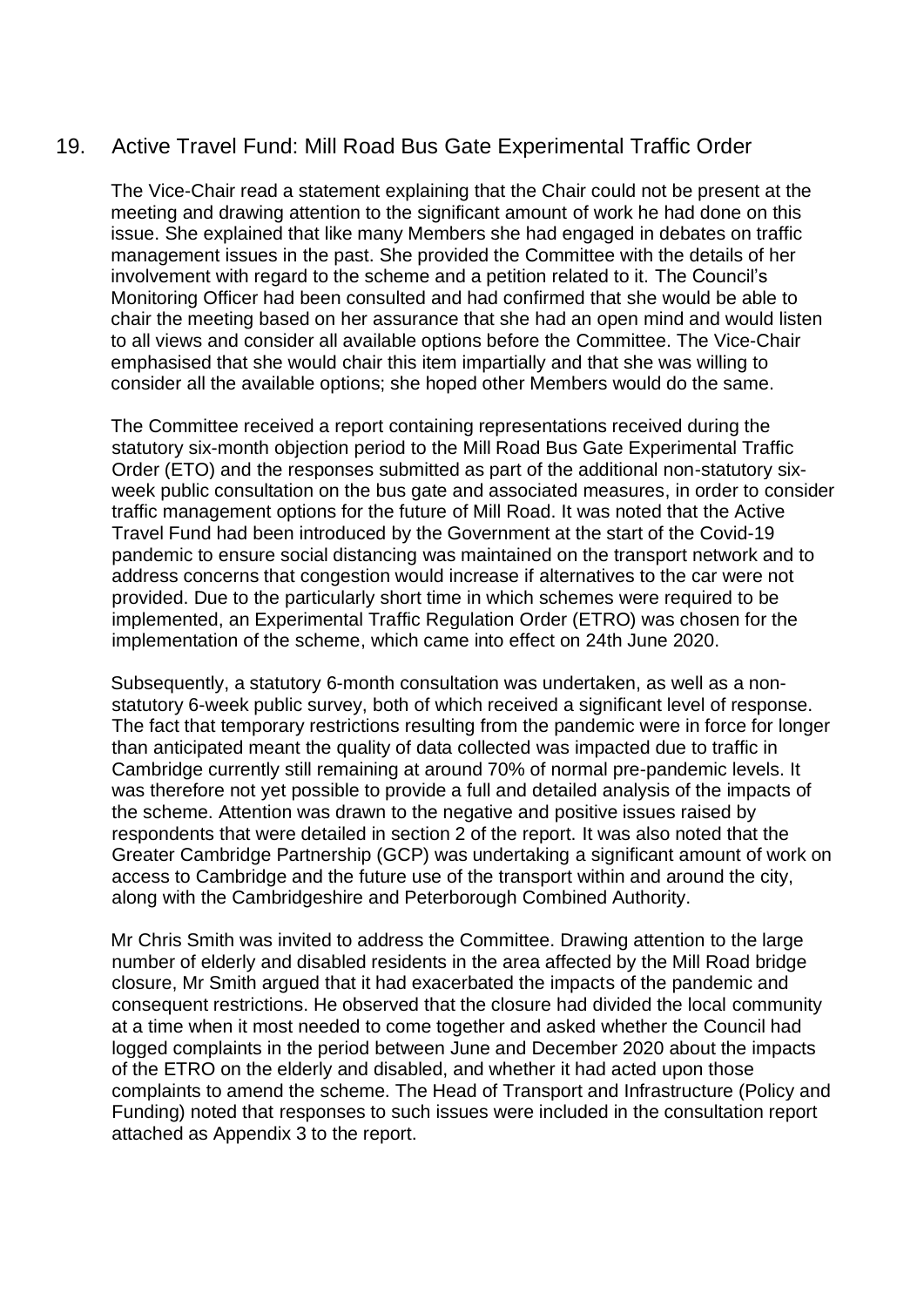## 19. Active Travel Fund: Mill Road Bus Gate Experimental Traffic Order

The Vice-Chair read a statement explaining that the Chair could not be present at the meeting and drawing attention to the significant amount of work he had done on this issue. She explained that like many Members she had engaged in debates on traffic management issues in the past. She provided the Committee with the details of her involvement with regard to the scheme and a petition related to it. The Council's Monitoring Officer had been consulted and had confirmed that she would be able to chair the meeting based on her assurance that she had an open mind and would listen to all views and consider all available options before the Committee. The Vice-Chair emphasised that she would chair this item impartially and that she was willing to consider all the available options; she hoped other Members would do the same.

The Committee received a report containing representations received during the statutory six-month objection period to the Mill Road Bus Gate Experimental Traffic Order (ETO) and the responses submitted as part of the additional non-statutory six-week public consultation on the bus gate and associated measures, in order to consider traffic management options for the future of Mill Road. It was noted that the Active Travel Fund had been introduced by the Government at the start of the Covid-19 pandemic to ensure social distancing was maintained on the transport network and to address concerns that congestion would increase if alternatives to the car were not provided. Due to the particularly short time in which schemes were required to be implemented, an Experimental Traffic Regulation Order (ETRO) was chosen for the implementation of the scheme, which came into effect on 24th June 2020.

Subsequently, a statutory 6-month consultation was undertaken, as well as a non-statutory 6-week public survey, both of which received a significant level of response. The fact that temporary restrictions resulting from the pandemic were in force for longer than anticipated meant the quality of data collected was impacted due to traffic in Cambridge currently still remaining at around 70% of normal pre-pandemic levels. It was therefore not yet possible to provide a full and detailed analysis of the impacts of the scheme. Attention was drawn to the negative and positive issues raised by respondents that were detailed in section 2 of the report. It was also noted that the Greater Cambridge Partnership (GCP) was undertaking a significant amount of work on access to Cambridge and the future use of the transport within and around the city, along with the Cambridgeshire and Peterborough Combined Authority.

Mr Chris Smith was invited to address the Committee. Drawing attention to the large number of elderly and disabled residents in the area affected by the Mill Road bridge closure, Mr Smith argued that it had exacerbated the impacts of the pandemic and consequent restrictions. He observed that the closure had divided the local community at a time when it most needed to come together and asked whether the Council had logged complaints in the period between June and December 2020 about the impacts of the ETRO on the elderly and disabled, and whether it had acted upon those complaints to amend the scheme. The Head of Transport and Infrastructure (Policy and Funding) noted that responses to such issues were included in the consultation report attached as Appendix 3 to the report.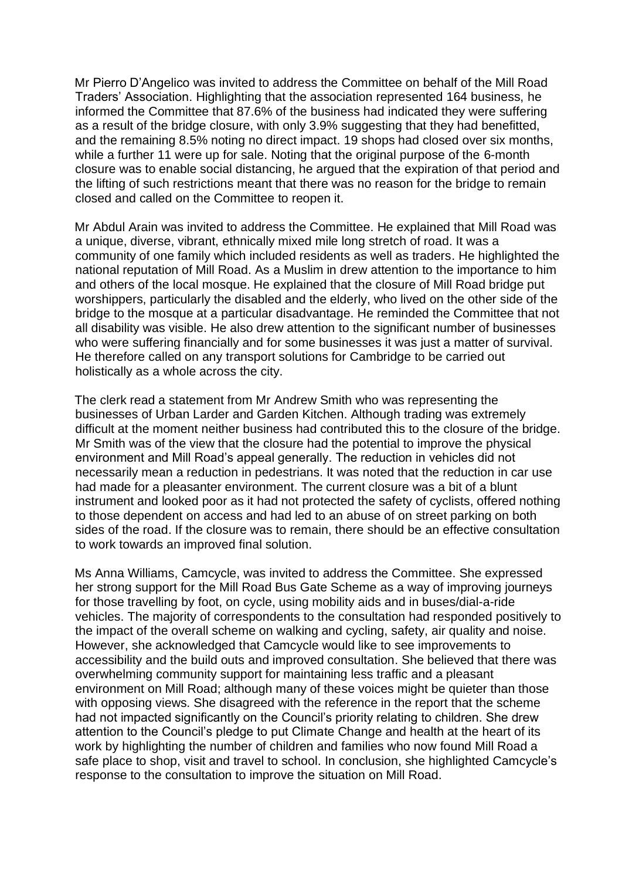Mr Pierro D'Angelico was invited to address the Committee on behalf of the Mill Road Traders' Association. Highlighting that the association represented 164 business, he informed the Committee that 87.6% of the business had indicated they were suffering as a result of the bridge closure, with only 3.9% suggesting that they had benefitted, and the remaining 8.5% noting no direct impact. 19 shops had closed over six months, while a further 11 were up for sale. Noting that the original purpose of the 6-month closure was to enable social distancing, he argued that the expiration of that period and the lifting of such restrictions meant that there was no reason for the bridge to remain closed and called on the Committee to reopen it.

Mr Abdul Arain was invited to address the Committee. He explained that Mill Road was a unique, diverse, vibrant, ethnically mixed mile long stretch of road. It was a community of one family which included residents as well as traders. He highlighted the national reputation of Mill Road. As a Muslim in drew attention to the importance to him and others of the local mosque. He explained that the closure of Mill Road bridge put worshippers, particularly the disabled and the elderly, who lived on the other side of the bridge to the mosque at a particular disadvantage. He reminded the Committee that not all disability was visible. He also drew attention to the significant number of businesses who were suffering financially and for some businesses it was just a matter of survival. He therefore called on any transport solutions for Cambridge to be carried out holistically as a whole across the city.

The clerk read a statement from Mr Andrew Smith who was representing the businesses of Urban Larder and Garden Kitchen. Although trading was extremely difficult at the moment neither business had contributed this to the closure of the bridge. Mr Smith was of the view that the closure had the potential to improve the physical environment and Mill Road's appeal generally. The reduction in vehicles did not necessarily mean a reduction in pedestrians. It was noted that the reduction in car use had made for a pleasanter environment. The current closure was a bit of a blunt instrument and looked poor as it had not protected the safety of cyclists, offered nothing to those dependent on access and had led to an abuse of on street parking on both sides of the road. If the closure was to remain, there should be an effective consultation to work towards an improved final solution.

Ms Anna Williams, Camcycle, was invited to address the Committee. She expressed her strong support for the Mill Road Bus Gate Scheme as a way of improving journeys for those travelling by foot, on cycle, using mobility aids and in buses/dial-a-ride vehicles. The majority of correspondents to the consultation had responded positively to the impact of the overall scheme on walking and cycling, safety, air quality and noise. However, she acknowledged that Camcycle would like to see improvements to accessibility and the build outs and improved consultation. She believed that there was overwhelming community support for maintaining less traffic and a pleasant environment on Mill Road; although many of these voices might be quieter than those with opposing views. She disagreed with the reference in the report that the scheme had not impacted significantly on the Council's priority relating to children. She drew attention to the Council's pledge to put Climate Change and health at the heart of its work by highlighting the number of children and families who now found Mill Road a safe place to shop, visit and travel to school. In conclusion, she highlighted Camcycle's response to the consultation to improve the situation on Mill Road.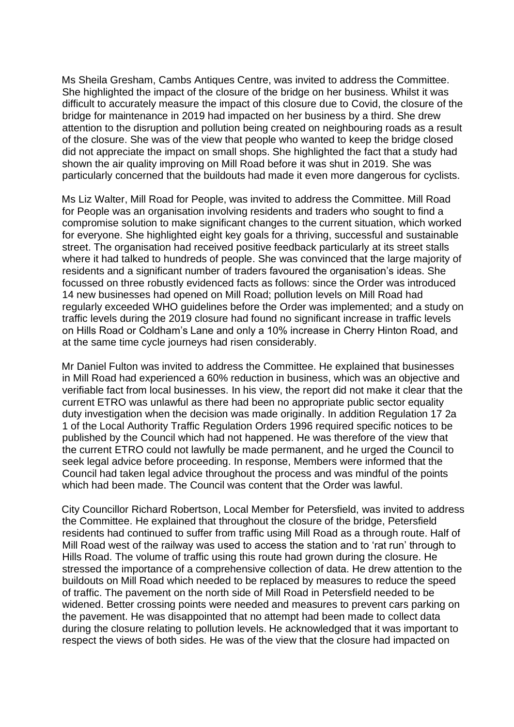Ms Sheila Gresham, Cambs Antiques Centre, was invited to address the Committee. She highlighted the impact of the closure of the bridge on her business. Whilst it was difficult to accurately measure the impact of this closure due to Covid, the closure of the bridge for maintenance in 2019 had impacted on her business by a third. She drew attention to the disruption and pollution being created on neighbouring roads as a result of the closure. She was of the view that people who wanted to keep the bridge closed did not appreciate the impact on small shops. She highlighted the fact that a study had shown the air quality improving on Mill Road before it was shut in 2019. She was particularly concerned that the buildouts had made it even more dangerous for cyclists.

Ms Liz Walter, Mill Road for People, was invited to address the Committee. Mill Road for People was an organisation involving residents and traders who sought to find a compromise solution to make significant changes to the current situation, which worked for everyone. She highlighted eight key goals for a thriving, successful and sustainable street. The organisation had received positive feedback particularly at its street stalls where it had talked to hundreds of people. She was convinced that the large majority of residents and a significant number of traders favoured the organisation's ideas. She focussed on three robustly evidenced facts as follows: since the Order was introduced 14 new businesses had opened on Mill Road; pollution levels on Mill Road had regularly exceeded WHO guidelines before the Order was implemented; and a study on traffic levels during the 2019 closure had found no significant increase in traffic levels on Hills Road or Coldham's Lane and only a 10% increase in Cherry Hinton Road, and at the same time cycle journeys had risen considerably.

Mr Daniel Fulton was invited to address the Committee. He explained that businesses in Mill Road had experienced a 60% reduction in business, which was an objective and verifiable fact from local businesses. In his view, the report did not make it clear that the current ETRO was unlawful as there had been no appropriate public sector equality duty investigation when the decision was made originally. In addition Regulation 17 2a 1 of the Local Authority Traffic Regulation Orders 1996 required specific notices to be published by the Council which had not happened. He was therefore of the view that the current ETRO could not lawfully be made permanent, and he urged the Council to seek legal advice before proceeding. In response, Members were informed that the Council had taken legal advice throughout the process and was mindful of the points which had been made. The Council was content that the Order was lawful.

City Councillor Richard Robertson, Local Member for Petersfield, was invited to address the Committee. He explained that throughout the closure of the bridge, Petersfield residents had continued to suffer from traffic using Mill Road as a through route. Half of Mill Road west of the railway was used to access the station and to 'rat run' through to Hills Road. The volume of traffic using this route had grown during the closure. He stressed the importance of a comprehensive collection of data. He drew attention to the buildouts on Mill Road which needed to be replaced by measures to reduce the speed of traffic. The pavement on the north side of Mill Road in Petersfield needed to be widened. Better crossing points were needed and measures to prevent cars parking on the pavement. He was disappointed that no attempt had been made to collect data during the closure relating to pollution levels. He acknowledged that it was important to respect the views of both sides. He was of the view that the closure had impacted on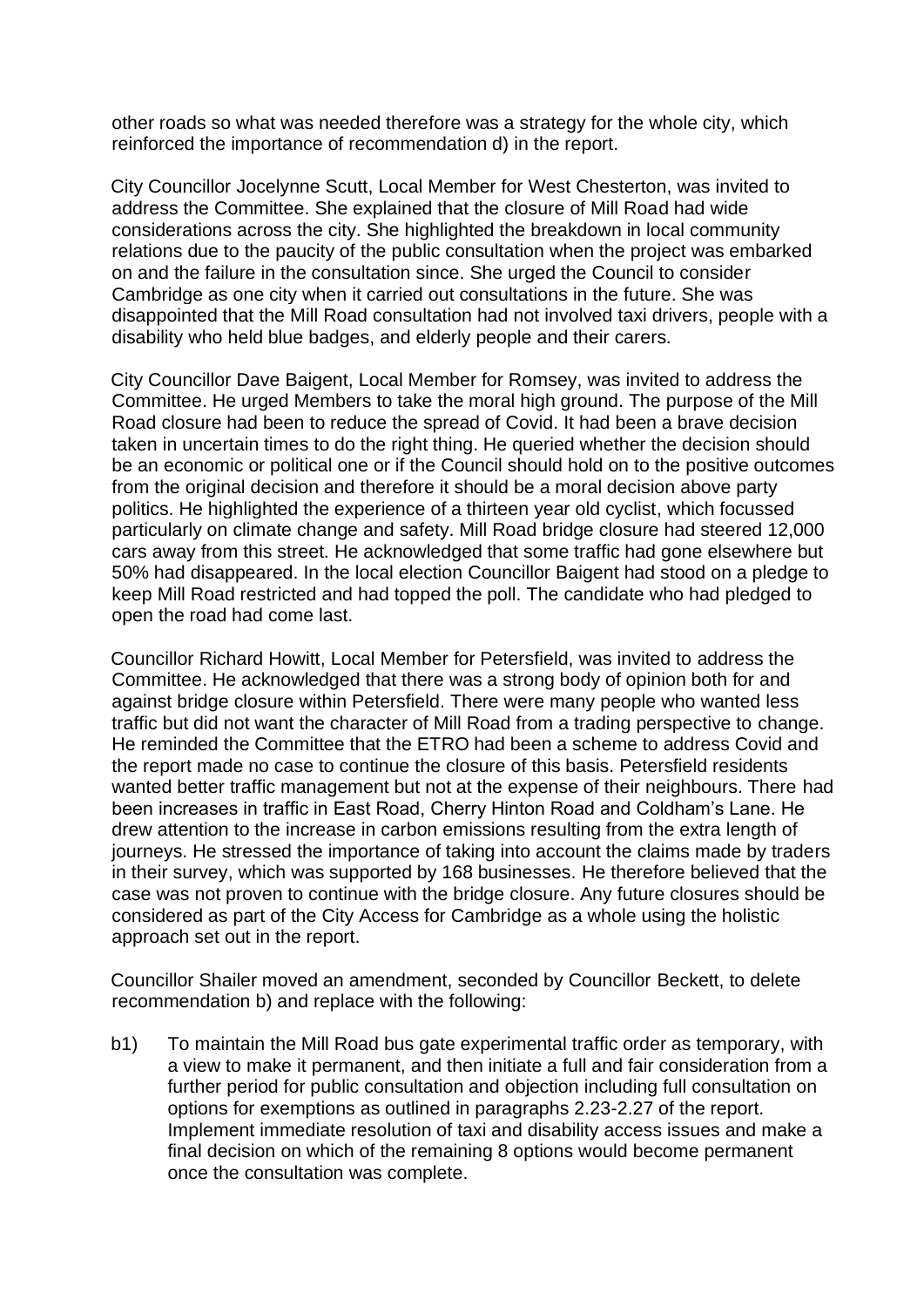other roads so what was needed therefore was a strategy for the whole city, which reinforced the importance of recommendation d) in the report.

City Councillor Jocelynne Scutt, Local Member for West Chesterton, was invited to address the Committee. She explained that the closure of Mill Road had wide considerations across the city. She highlighted the breakdown in local community relations due to the paucity of the public consultation when the project was embarked on and the failure in the consultation since. She urged the Council to consider Cambridge as one city when it carried out consultations in the future. She was disappointed that the Mill Road consultation had not involved taxi drivers, people with a disability who held blue badges, and elderly people and their carers.

City Councillor Dave Baigent, Local Member for Romsey, was invited to address the Committee. He urged Members to take the moral high ground. The purpose of the Mill Road closure had been to reduce the spread of Covid. It had been a brave decision taken in uncertain times to do the right thing. He queried whether the decision should be an economic or political one or if the Council should hold on to the positive outcomes from the original decision and therefore it should be a moral decision above party politics. He highlighted the experience of a thirteen year old cyclist, which focussed particularly on climate change and safety. Mill Road bridge closure had steered 12,000 cars away from this street. He acknowledged that some traffic had gone elsewhere but 50% had disappeared. In the local election Councillor Baigent had stood on a pledge to keep Mill Road restricted and had topped the poll. The candidate who had pledged to open the road had come last.

Councillor Richard Howitt, Local Member for Petersfield, was invited to address the Committee. He acknowledged that there was a strong body of opinion both for and against bridge closure within Petersfield. There were many people who wanted less traffic but did not want the character of Mill Road from a trading perspective to change. He reminded the Committee that the ETRO had been a scheme to address Covid and the report made no case to continue the closure of this basis. Petersfield residents wanted better traffic management but not at the expense of their neighbours. There had been increases in traffic in East Road, Cherry Hinton Road and Coldham's Lane. He drew attention to the increase in carbon emissions resulting from the extra length of journeys. He stressed the importance of taking into account the claims made by traders in their survey, which was supported by 168 businesses. He therefore believed that the case was not proven to continue with the bridge closure. Any future closures should be considered as part of the City Access for Cambridge as a whole using the holistic approach set out in the report.

Councillor Shailer moved an amendment, seconded by Councillor Beckett, to delete recommendation b) and replace with the following:

b1) To maintain the Mill Road bus gate experimental traffic order as temporary, with a view to make it permanent, and then initiate a full and fair consideration from a further period for public consultation and objection including full consultation on options for exemptions as outlined in paragraphs 2.23-2.27 of the report. Implement immediate resolution of taxi and disability access issues and make a final decision on which of the remaining 8 options would become permanent once the consultation was complete.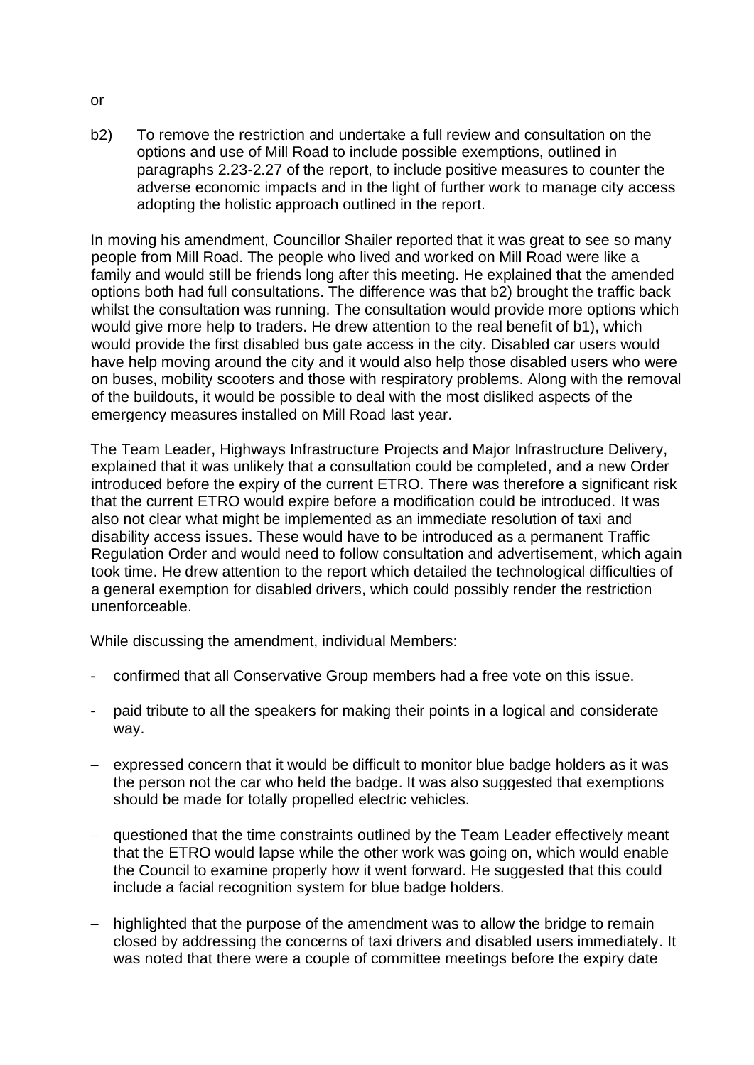or

b2) To remove the restriction and undertake a full review and consultation on the options and use of Mill Road to include possible exemptions, outlined in paragraphs 2.23-2.27 of the report, to include positive measures to counter the adverse economic impacts and in the light of further work to manage city access adopting the holistic approach outlined in the report.

In moving his amendment, Councillor Shailer reported that it was great to see so many people from Mill Road. The people who lived and worked on Mill Road were like a family and would still be friends long after this meeting. He explained that the amended options both had full consultations. The difference was that b2) brought the traffic back whilst the consultation was running. The consultation would provide more options which would give more help to traders. He drew attention to the real benefit of b1), which would provide the first disabled bus gate access in the city. Disabled car users would have help moving around the city and it would also help those disabled users who were on buses, mobility scooters and those with respiratory problems. Along with the removal of the buildouts, it would be possible to deal with the most disliked aspects of the emergency measures installed on Mill Road last year.

The Team Leader, Highways Infrastructure Projects and Major Infrastructure Delivery, explained that it was unlikely that a consultation could be completed, and a new Order introduced before the expiry of the current ETRO. There was therefore a significant risk that the current ETRO would expire before a modification could be introduced. It was also not clear what might be implemented as an immediate resolution of taxi and disability access issues. These would have to be introduced as a permanent Traffic Regulation Order and would need to follow consultation and advertisement, which again took time. He drew attention to the report which detailed the technological difficulties of a general exemption for disabled drivers, which could possibly render the restriction unenforceable.

While discussing the amendment, individual Members:

- confirmed that all Conservative Group members had a free vote on this issue.
- paid tribute to all the speakers for making their points in a logical and considerate way.
- expressed concern that it would be difficult to monitor blue badge holders as it was the person not the car who held the badge. It was also suggested that exemptions should be made for totally propelled electric vehicles.
- questioned that the time constraints outlined by the Team Leader effectively meant that the ETRO would lapse while the other work was going on, which would enable the Council to examine properly how it went forward. He suggested that this could include a facial recognition system for blue badge holders.
- highlighted that the purpose of the amendment was to allow the bridge to remain closed by addressing the concerns of taxi drivers and disabled users immediately. It was noted that there were a couple of committee meetings before the expiry date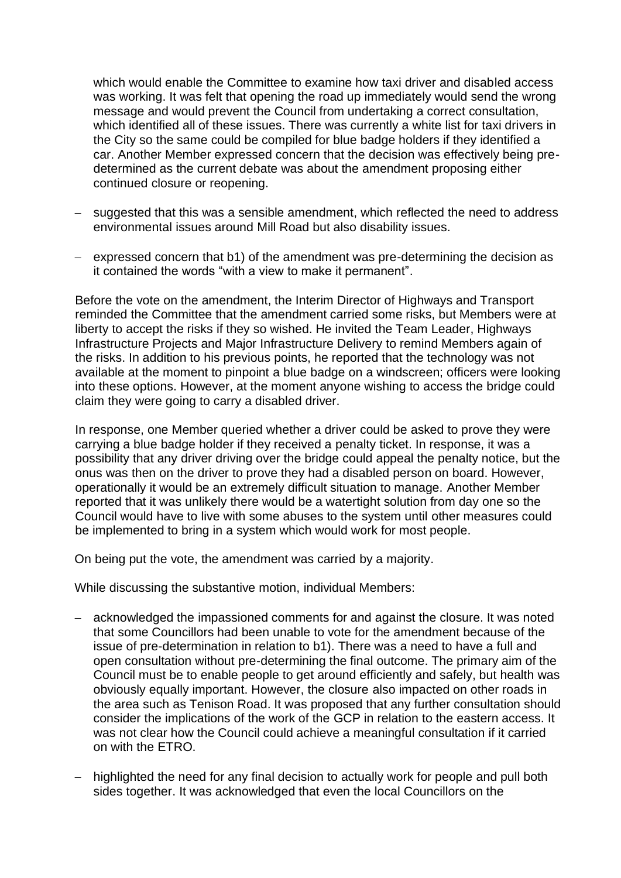which would enable the Committee to examine how taxi driver and disabled access was working. It was felt that opening the road up immediately would send the wrong message and would prevent the Council from undertaking a correct consultation, which identified all of these issues. There was currently a white list for taxi drivers in the City so the same could be compiled for blue badge holders if they identified a car. Another Member expressed concern that the decision was effectively being pre-determined as the current debate was about the amendment proposing either continued closure or reopening.

- suggested that this was a sensible amendment, which reflected the need to address environmental issues around Mill Road but also disability issues.
- expressed concern that b1) of the amendment was pre-determining the decision as it contained the words "with a view to make it permanent".

Before the vote on the amendment, the Interim Director of Highways and Transport reminded the Committee that the amendment carried some risks, but Members were at liberty to accept the risks if they so wished. He invited the Team Leader, Highways Infrastructure Projects and Major Infrastructure Delivery to remind Members again of the risks. In addition to his previous points, he reported that the technology was not available at the moment to pinpoint a blue badge on a windscreen; officers were looking into these options. However, at the moment anyone wishing to access the bridge could claim they were going to carry a disabled driver.

In response, one Member queried whether a driver could be asked to prove they were carrying a blue badge holder if they received a penalty ticket. In response, it was a possibility that any driver driving over the bridge could appeal the penalty notice, but the onus was then on the driver to prove they had a disabled person on board. However, operationally it would be an extremely difficult situation to manage. Another Member reported that it was unlikely there would be a watertight solution from day one so the Council would have to live with some abuses to the system until other measures could be implemented to bring in a system which would work for most people.

On being put the vote, the amendment was carried by a majority.

While discussing the substantive motion, individual Members:

- acknowledged the impassioned comments for and against the closure. It was noted that some Councillors had been unable to vote for the amendment because of the issue of pre-determination in relation to b1). There was a need to have a full and open consultation without pre-determining the final outcome. The primary aim of the Council must be to enable people to get around efficiently and safely, but health was obviously equally important. However, the closure also impacted on other roads in the area such as Tenison Road. It was proposed that any further consultation should consider the implications of the work of the GCP in relation to the eastern access. It was not clear how the Council could achieve a meaningful consultation if it carried on with the ETRO.
- highlighted the need for any final decision to actually work for people and pull both sides together. It was acknowledged that even the local Councillors on the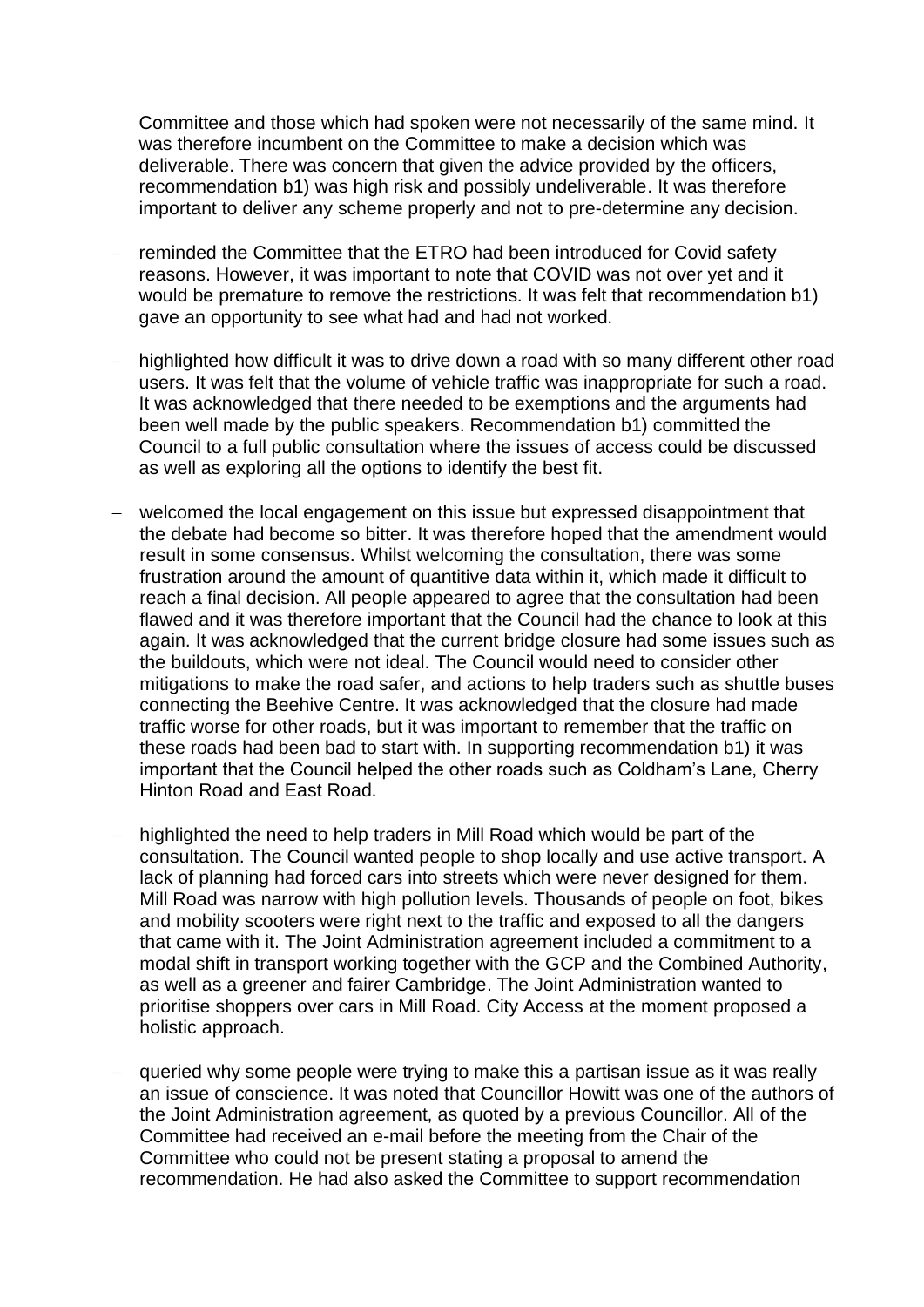Committee and those which had spoken were not necessarily of the same mind. It was therefore incumbent on the Committee to make a decision which was deliverable. There was concern that given the advice provided by the officers, recommendation b1) was high risk and possibly undeliverable. It was therefore important to deliver any scheme properly and not to pre-determine any decision.

- reminded the Committee that the ETRO had been introduced for Covid safety reasons. However, it was important to note that COVID was not over yet and it would be premature to remove the restrictions. It was felt that recommendation b1) gave an opportunity to see what had and had not worked.

- highlighted how difficult it was to drive down a road with so many different other road users. It was felt that the volume of vehicle traffic was inappropriate for such a road. It was acknowledged that there needed to be exemptions and the arguments had been well made by the public speakers. Recommendation b1) committed the Council to a full public consultation where the issues of access could be discussed as well as exploring all the options to identify the best fit.

- welcomed the local engagement on this issue but expressed disappointment that the debate had become so bitter. It was therefore hoped that the amendment would result in some consensus. Whilst welcoming the consultation, there was some frustration around the amount of quantitive data within it, which made it difficult to reach a final decision. All people appeared to agree that the consultation had been flawed and it was therefore important that the Council had the chance to look at this again. It was acknowledged that the current bridge closure had some issues such as the buildouts, which were not ideal. The Council would need to consider other mitigations to make the road safer, and actions to help traders such as shuttle buses connecting the Beehive Centre. It was acknowledged that the closure had made traffic worse for other roads, but it was important to remember that the traffic on these roads had been bad to start with. In supporting recommendation b1) it was important that the Council helped the other roads such as Coldham's Lane, Cherry Hinton Road and East Road.

- highlighted the need to help traders in Mill Road which would be part of the consultation. The Council wanted people to shop locally and use active transport. A lack of planning had forced cars into streets which were never designed for them. Mill Road was narrow with high pollution levels. Thousands of people on foot, bikes and mobility scooters were right next to the traffic and exposed to all the dangers that came with it. The Joint Administration agreement included a commitment to a modal shift in transport working together with the GCP and the Combined Authority, as well as a greener and fairer Cambridge. The Joint Administration wanted to prioritise shoppers over cars in Mill Road. City Access at the moment proposed a holistic approach.

- queried why some people were trying to make this a partisan issue as it was really an issue of conscience. It was noted that Councillor Howitt was one of the authors of the Joint Administration agreement, as quoted by a previous Councillor. All of the Committee had received an e-mail before the meeting from the Chair of the Committee who could not be present stating a proposal to amend the recommendation. He had also asked the Committee to support recommendation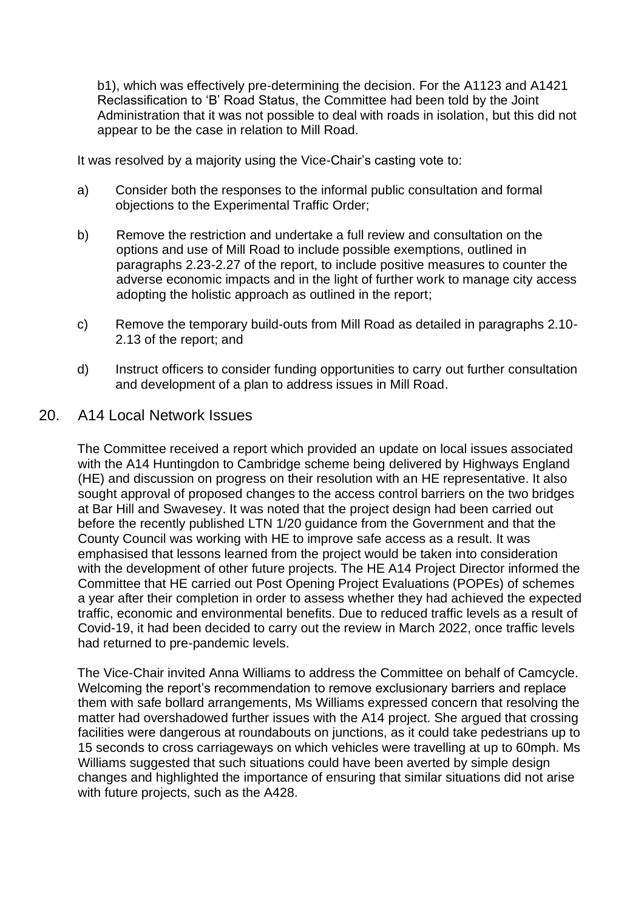b1), which was effectively pre-determining the decision. For the A1123 and A1421 Reclassification to 'B' Road Status, the Committee had been told by the Joint Administration that it was not possible to deal with roads in isolation, but this did not appear to be the case in relation to Mill Road.

It was resolved by a majority using the Vice-Chair's casting vote to:

a) Consider both the responses to the informal public consultation and formal objections to the Experimental Traffic Order;

b) Remove the restriction and undertake a full review and consultation on the options and use of Mill Road to include possible exemptions, outlined in paragraphs 2.23-2.27 of the report, to include positive measures to counter the adverse economic impacts and in the light of further work to manage city access adopting the holistic approach as outlined in the report;

c) Remove the temporary build-outs from Mill Road as detailed in paragraphs 2.10-2.13 of the report; and

d) Instruct officers to consider funding opportunities to carry out further consultation and development of a plan to address issues in Mill Road.

## 20. A14 Local Network Issues

The Committee received a report which provided an update on local issues associated with the A14 Huntingdon to Cambridge scheme being delivered by Highways England (HE) and discussion on progress on their resolution with an HE representative. It also sought approval of proposed changes to the access control barriers on the two bridges at Bar Hill and Swavesey. It was noted that the project design had been carried out before the recently published LTN 1/20 guidance from the Government and that the County Council was working with HE to improve safe access as a result. It was emphasised that lessons learned from the project would be taken into consideration with the development of other future projects. The HE A14 Project Director informed the Committee that HE carried out Post Opening Project Evaluations (POPEs) of schemes a year after their completion in order to assess whether they had achieved the expected traffic, economic and environmental benefits. Due to reduced traffic levels as a result of Covid-19, it had been decided to carry out the review in March 2022, once traffic levels had returned to pre-pandemic levels.

The Vice-Chair invited Anna Williams to address the Committee on behalf of Camcycle. Welcoming the report's recommendation to remove exclusionary barriers and replace them with safe bollard arrangements, Ms Williams expressed concern that resolving the matter had overshadowed further issues with the A14 project. She argued that crossing facilities were dangerous at roundabouts on junctions, as it could take pedestrians up to 15 seconds to cross carriageways on which vehicles were travelling at up to 60mph. Ms Williams suggested that such situations could have been averted by simple design changes and highlighted the importance of ensuring that similar situations did not arise with future projects, such as the A428.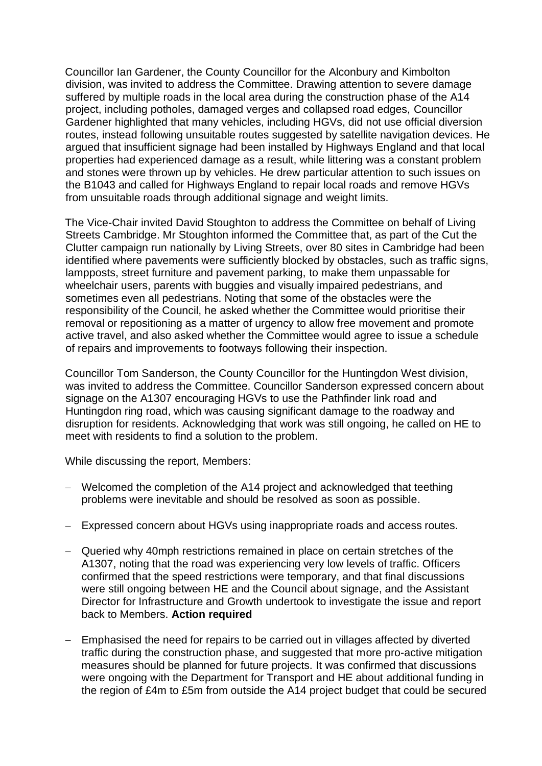Councillor Ian Gardener, the County Councillor for the Alconbury and Kimbolton division, was invited to address the Committee. Drawing attention to severe damage suffered by multiple roads in the local area during the construction phase of the A14 project, including potholes, damaged verges and collapsed road edges, Councillor Gardener highlighted that many vehicles, including HGVs, did not use official diversion routes, instead following unsuitable routes suggested by satellite navigation devices. He argued that insufficient signage had been installed by Highways England and that local properties had experienced damage as a result, while littering was a constant problem and stones were thrown up by vehicles. He drew particular attention to such issues on the B1043 and called for Highways England to repair local roads and remove HGVs from unsuitable roads through additional signage and weight limits.

The Vice-Chair invited David Stoughton to address the Committee on behalf of Living Streets Cambridge. Mr Stoughton informed the Committee that, as part of the Cut the Clutter campaign run nationally by Living Streets, over 80 sites in Cambridge had been identified where pavements were sufficiently blocked by obstacles, such as traffic signs, lampposts, street furniture and pavement parking, to make them unpassable for wheelchair users, parents with buggies and visually impaired pedestrians, and sometimes even all pedestrians. Noting that some of the obstacles were the responsibility of the Council, he asked whether the Committee would prioritise their removal or repositioning as a matter of urgency to allow free movement and promote active travel, and also asked whether the Committee would agree to issue a schedule of repairs and improvements to footways following their inspection.

Councillor Tom Sanderson, the County Councillor for the Huntingdon West division, was invited to address the Committee. Councillor Sanderson expressed concern about signage on the A1307 encouraging HGVs to use the Pathfinder link road and Huntingdon ring road, which was causing significant damage to the roadway and disruption for residents. Acknowledging that work was still ongoing, he called on HE to meet with residents to find a solution to the problem.

While discussing the report, Members:

- Welcomed the completion of the A14 project and acknowledged that teething problems were inevitable and should be resolved as soon as possible.

- Expressed concern about HGVs using inappropriate roads and access routes.

- Queried why 40mph restrictions remained in place on certain stretches of the A1307, noting that the road was experiencing very low levels of traffic. Officers confirmed that the speed restrictions were temporary, and that final discussions were still ongoing between HE and the Council about signage, and the Assistant Director for Infrastructure and Growth undertook to investigate the issue and report back to Members. **Action required**

- Emphasised the need for repairs to be carried out in villages affected by diverted traffic during the construction phase, and suggested that more pro-active mitigation measures should be planned for future projects. It was confirmed that discussions were ongoing with the Department for Transport and HE about additional funding in the region of £4m to £5m from outside the A14 project budget that could be secured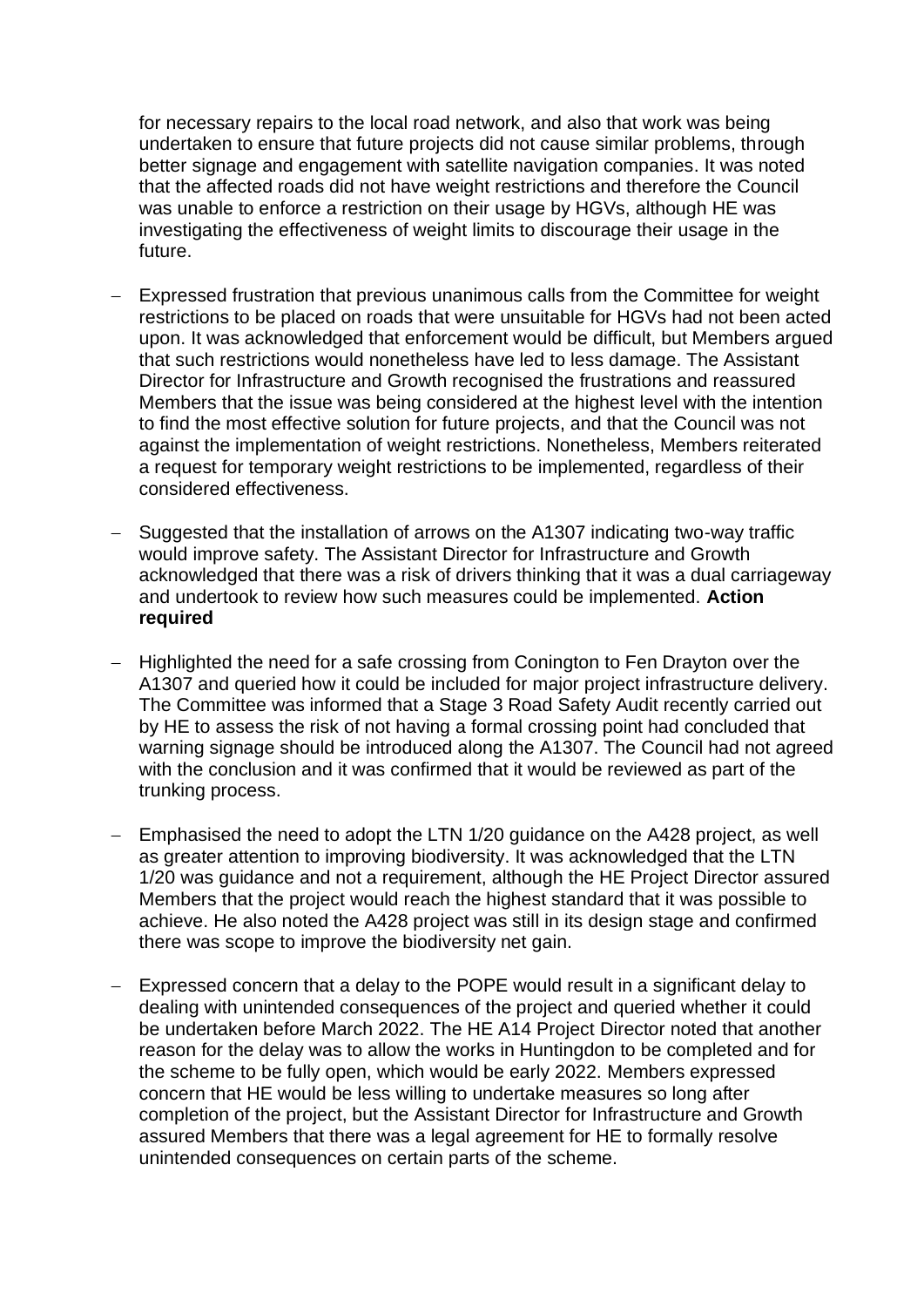for necessary repairs to the local road network, and also that work was being undertaken to ensure that future projects did not cause similar problems, through better signage and engagement with satellite navigation companies. It was noted that the affected roads did not have weight restrictions and therefore the Council was unable to enforce a restriction on their usage by HGVs, although HE was investigating the effectiveness of weight limits to discourage their usage in the future.

- Expressed frustration that previous unanimous calls from the Committee for weight restrictions to be placed on roads that were unsuitable for HGVs had not been acted upon. It was acknowledged that enforcement would be difficult, but Members argued that such restrictions would nonetheless have led to less damage. The Assistant Director for Infrastructure and Growth recognised the frustrations and reassured Members that the issue was being considered at the highest level with the intention to find the most effective solution for future projects, and that the Council was not against the implementation of weight restrictions. Nonetheless, Members reiterated a request for temporary weight restrictions to be implemented, regardless of their considered effectiveness.

- Suggested that the installation of arrows on the A1307 indicating two-way traffic would improve safety. The Assistant Director for Infrastructure and Growth acknowledged that there was a risk of drivers thinking that it was a dual carriageway and undertook to review how such measures could be implemented. **Action required**

- Highlighted the need for a safe crossing from Conington to Fen Drayton over the A1307 and queried how it could be included for major project infrastructure delivery. The Committee was informed that a Stage 3 Road Safety Audit recently carried out by HE to assess the risk of not having a formal crossing point had concluded that warning signage should be introduced along the A1307. The Council had not agreed with the conclusion and it was confirmed that it would be reviewed as part of the trunking process.

- Emphasised the need to adopt the LTN 1/20 guidance on the A428 project, as well as greater attention to improving biodiversity. It was acknowledged that the LTN 1/20 was guidance and not a requirement, although the HE Project Director assured Members that the project would reach the highest standard that it was possible to achieve. He also noted the A428 project was still in its design stage and confirmed there was scope to improve the biodiversity net gain.

- Expressed concern that a delay to the POPE would result in a significant delay to dealing with unintended consequences of the project and queried whether it could be undertaken before March 2022. The HE A14 Project Director noted that another reason for the delay was to allow the works in Huntingdon to be completed and for the scheme to be fully open, which would be early 2022. Members expressed concern that HE would be less willing to undertake measures so long after completion of the project, but the Assistant Director for Infrastructure and Growth assured Members that there was a legal agreement for HE to formally resolve unintended consequences on certain parts of the scheme.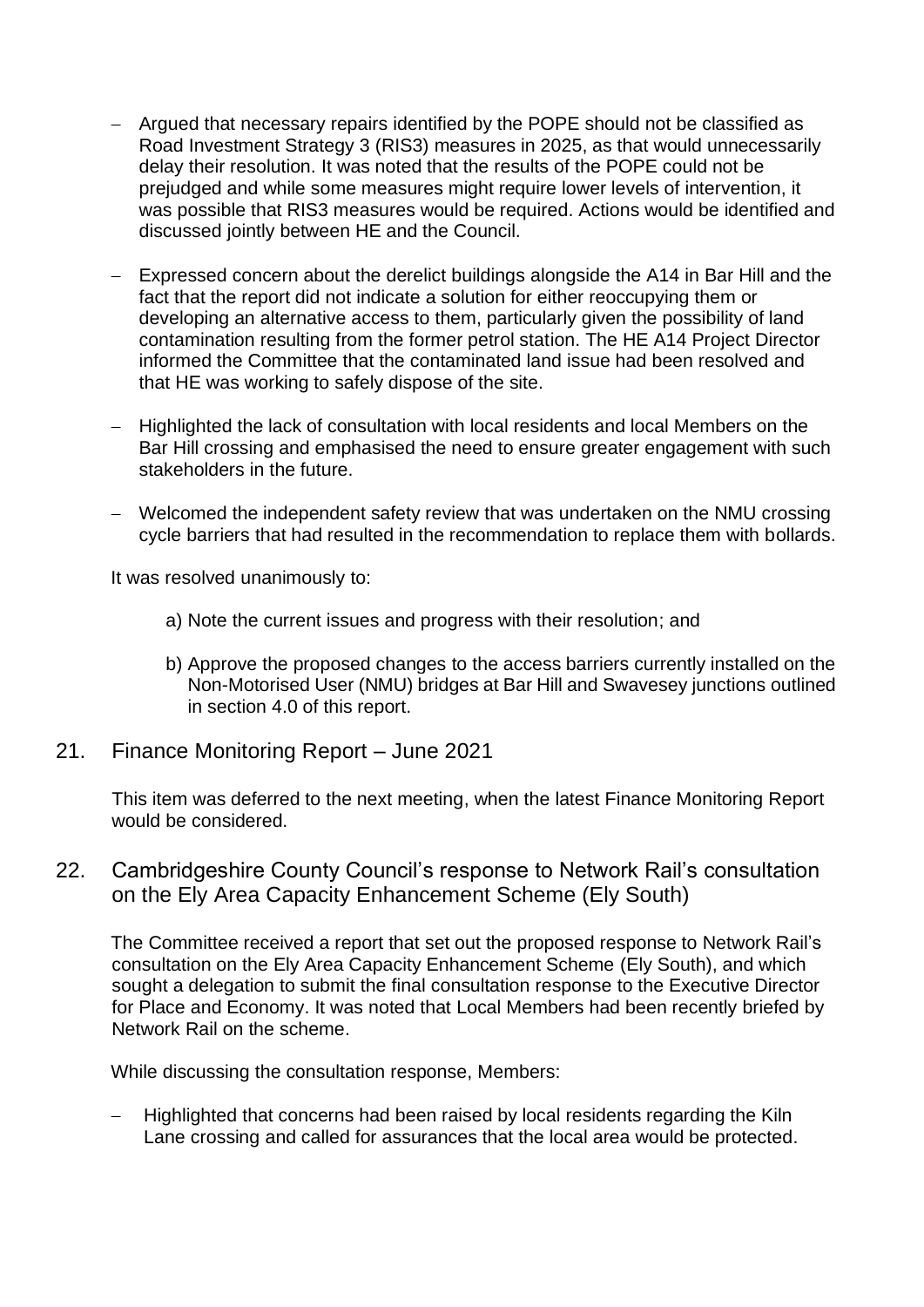- Argued that necessary repairs identified by the POPE should not be classified as Road Investment Strategy 3 (RIS3) measures in 2025, as that would unnecessarily delay their resolution. It was noted that the results of the POPE could not be prejudged and while some measures might require lower levels of intervention, it was possible that RIS3 measures would be required. Actions would be identified and discussed jointly between HE and the Council.

- Expressed concern about the derelict buildings alongside the A14 in Bar Hill and the fact that the report did not indicate a solution for either reoccupying them or developing an alternative access to them, particularly given the possibility of land contamination resulting from the former petrol station. The HE A14 Project Director informed the Committee that the contaminated land issue had been resolved and that HE was working to safely dispose of the site.

- Highlighted the lack of consultation with local residents and local Members on the Bar Hill crossing and emphasised the need to ensure greater engagement with such stakeholders in the future.

- Welcomed the independent safety review that was undertaken on the NMU crossing cycle barriers that had resulted in the recommendation to replace them with bollards.

It was resolved unanimously to:

a) Note the current issues and progress with their resolution; and

b) Approve the proposed changes to the access barriers currently installed on the Non-Motorised User (NMU) bridges at Bar Hill and Swavesey junctions outlined in section 4.0 of this report.

## 21. Finance Monitoring Report – June 2021

This item was deferred to the next meeting, when the latest Finance Monitoring Report would be considered.

## 22. Cambridgeshire County Council's response to Network Rail's consultation on the Ely Area Capacity Enhancement Scheme (Ely South)

The Committee received a report that set out the proposed response to Network Rail's consultation on the Ely Area Capacity Enhancement Scheme (Ely South), and which sought a delegation to submit the final consultation response to the Executive Director for Place and Economy. It was noted that Local Members had been recently briefed by Network Rail on the scheme.

While discussing the consultation response, Members:

- Highlighted that concerns had been raised by local residents regarding the Kiln Lane crossing and called for assurances that the local area would be protected.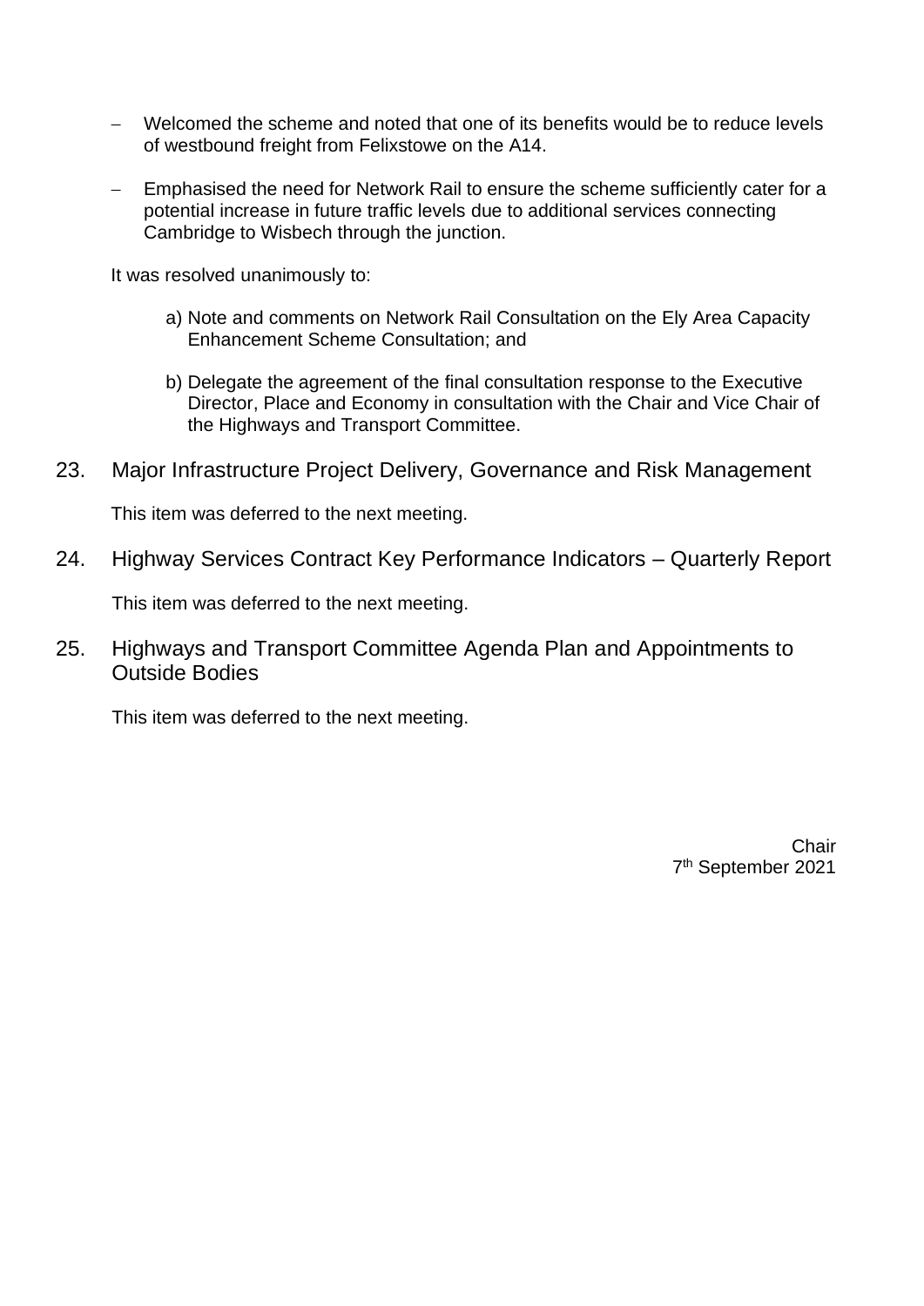- Welcomed the scheme and noted that one of its benefits would be to reduce levels of westbound freight from Felixstowe on the A14.
- Emphasised the need for Network Rail to ensure the scheme sufficiently cater for a potential increase in future traffic levels due to additional services connecting Cambridge to Wisbech through the junction.

It was resolved unanimously to:

a) Note and comments on Network Rail Consultation on the Ely Area Capacity Enhancement Scheme Consultation; and

b) Delegate the agreement of the final consultation response to the Executive Director, Place and Economy in consultation with the Chair and Vice Chair of the Highways and Transport Committee.

## 23. Major Infrastructure Project Delivery, Governance and Risk Management

This item was deferred to the next meeting.

## 24. Highway Services Contract Key Performance Indicators – Quarterly Report

This item was deferred to the next meeting.

## 25. Highways and Transport Committee Agenda Plan and Appointments to Outside Bodies

This item was deferred to the next meeting.

Chair
7th September 2021